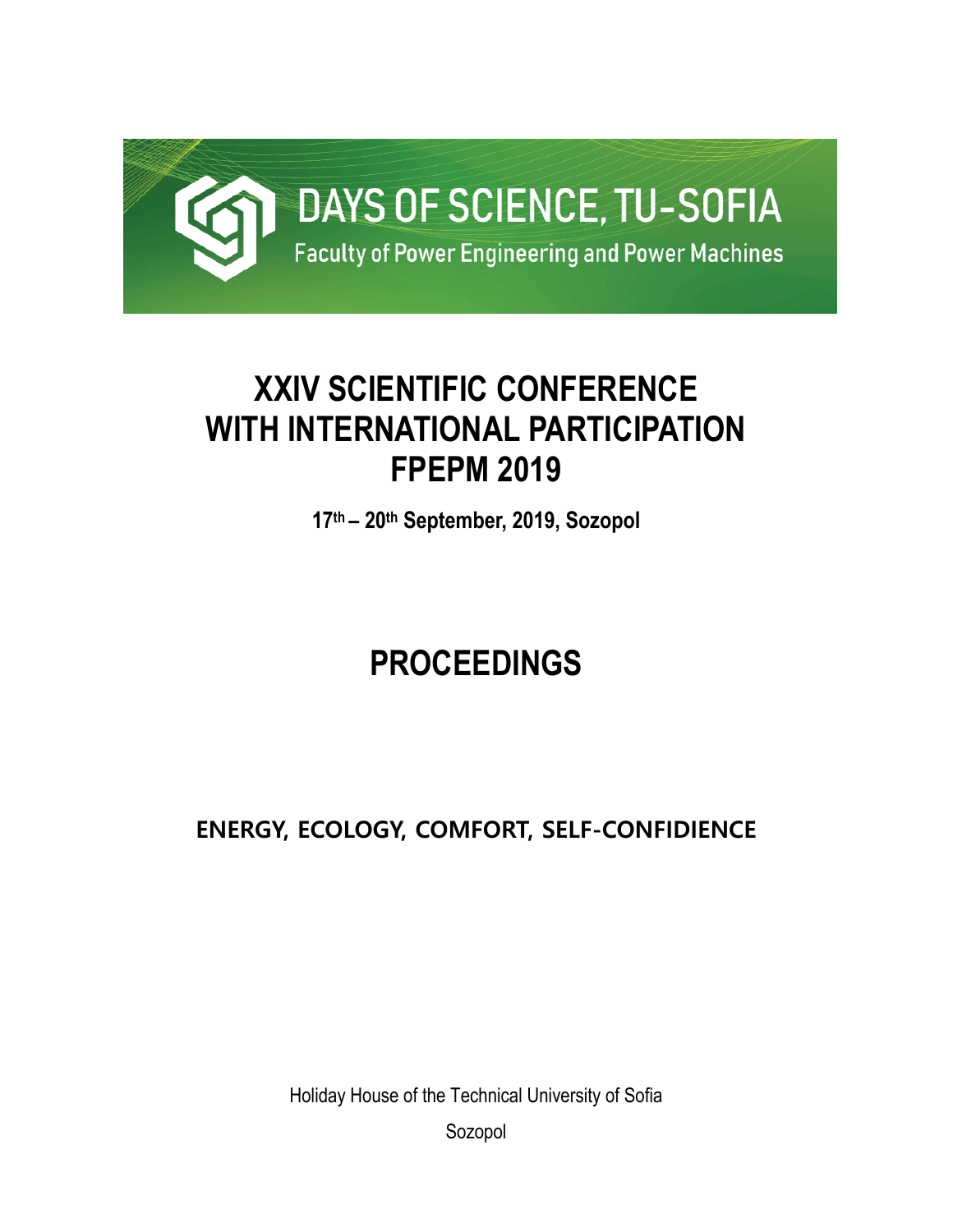DAYS OF SCIENCE, TU-SOFIA

Faculty of Power Engineering and Power Machines

# XXIV SCIENTIFIC CONFERENCE WITH INTERNATIONAL PARTICIPATION FPEPM 2019

**17th – 20th September, 2019, Sozopol**

# PROCEEDINGS

**ENERGY, ECOLOGY, COMFORT, SELF-CONFIDIENCE**

Holiday House of the Technical University of Sofia

Sozopol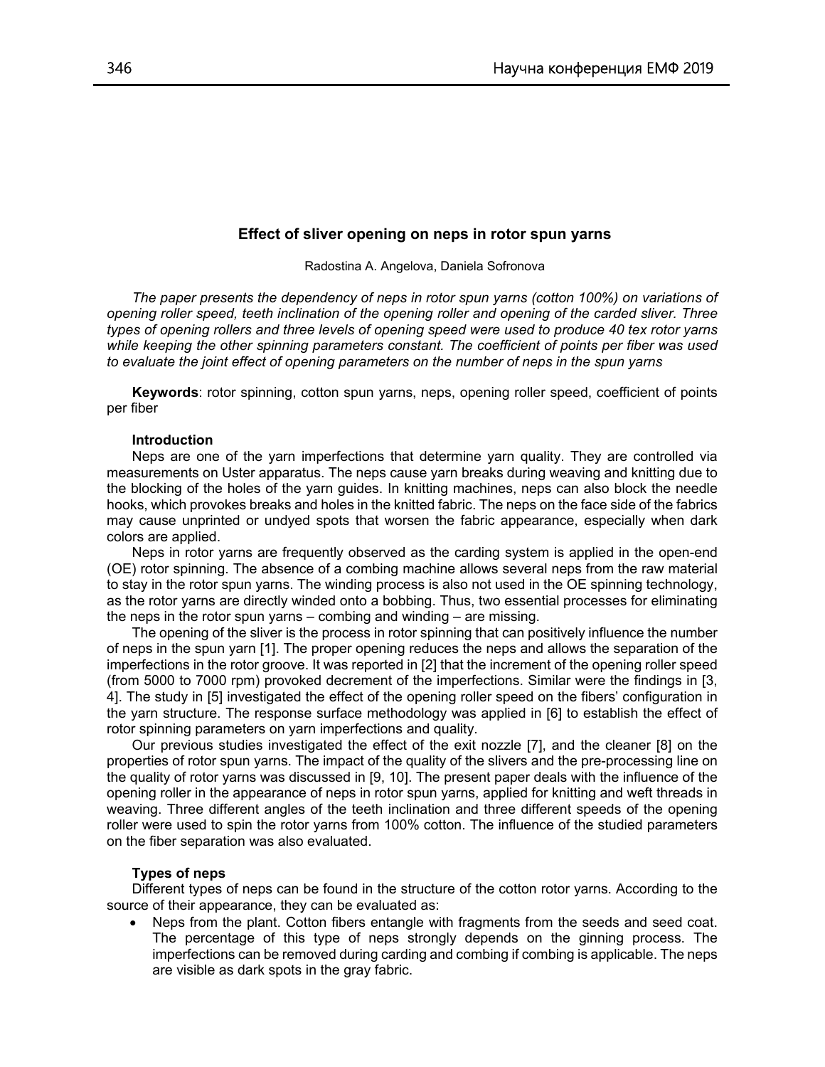## Effect of sliver opening on neps in rotor spun yarns

Radostina A. Angelova, Daniela Sofronova

*The paper presents the dependency of neps in rotor spun yarns (cotton 100%) on variations of opening roller speed, teeth inclination of the opening roller and opening of the carded sliver. Three types of opening rollers and three levels of opening speed were used to produce 40 tex rotor yarns while keeping the other spinning parameters constant. The coefficient of points per fiber was used to evaluate the joint effect of opening parameters on the number of neps in the spun yarns*

**Keywords**: rotor spinning, cotton spun yarns, neps, opening roller speed, coefficient of points per fiber

### Introduction

Neps are one of the yarn imperfections that determine yarn quality. They are controlled via measurements on Uster apparatus. The neps cause yarn breaks during weaving and knitting due to the blocking of the holes of the yarn guides. In knitting machines, neps can also block the needle hooks, which provokes breaks and holes in the knitted fabric. The neps on the face side of the fabrics may cause unprinted or undyed spots that worsen the fabric appearance, especially when dark colors are applied.

Neps in rotor yarns are frequently observed as the carding system is applied in the open-end (OE) rotor spinning. The absence of a combing machine allows several neps from the raw material to stay in the rotor spun yarns. The winding process is also not used in the OE spinning technology, as the rotor yarns are directly winded onto a bobbing. Thus, two essential processes for eliminating the neps in the rotor spun yarns – combing and winding – are missing.

The opening of the sliver is the process in rotor spinning that can positively influence the number of neps in the spun yarn [1]. The proper opening reduces the neps and allows the separation of the imperfections in the rotor groove. It was reported in [2] that the increment of the opening roller speed (from 5000 to 7000 rpm) provoked decrement of the imperfections. Similar were the findings in [3, 4]. The study in [5] investigated the effect of the opening roller speed on the fibers' configuration in the yarn structure. The response surface methodology was applied in [6] to establish the effect of rotor spinning parameters on yarn imperfections and quality.

Our previous studies investigated the effect of the exit nozzle [7], and the cleaner [8] on the properties of rotor spun yarns. The impact of the quality of the slivers and the pre-processing line on the quality of rotor yarns was discussed in [9, 10]. The present paper deals with the influence of the opening roller in the appearance of neps in rotor spun yarns, applied for knitting and weft threads in weaving. Three different angles of the teeth inclination and three different speeds of the opening roller were used to spin the rotor yarns from 100% cotton. The influence of the studied parameters on the fiber separation was also evaluated.

### Types of neps

Different types of neps can be found in the structure of the cotton rotor yarns. According to the source of their appearance, they can be evaluated as:

- Neps from the plant. Cotton fibers entangle with fragments from the seeds and seed coat. The percentage of this type of neps strongly depends on the ginning process. The imperfections can be removed during carding and combing if combing is applicable. The neps are visible as dark spots in the gray fabric.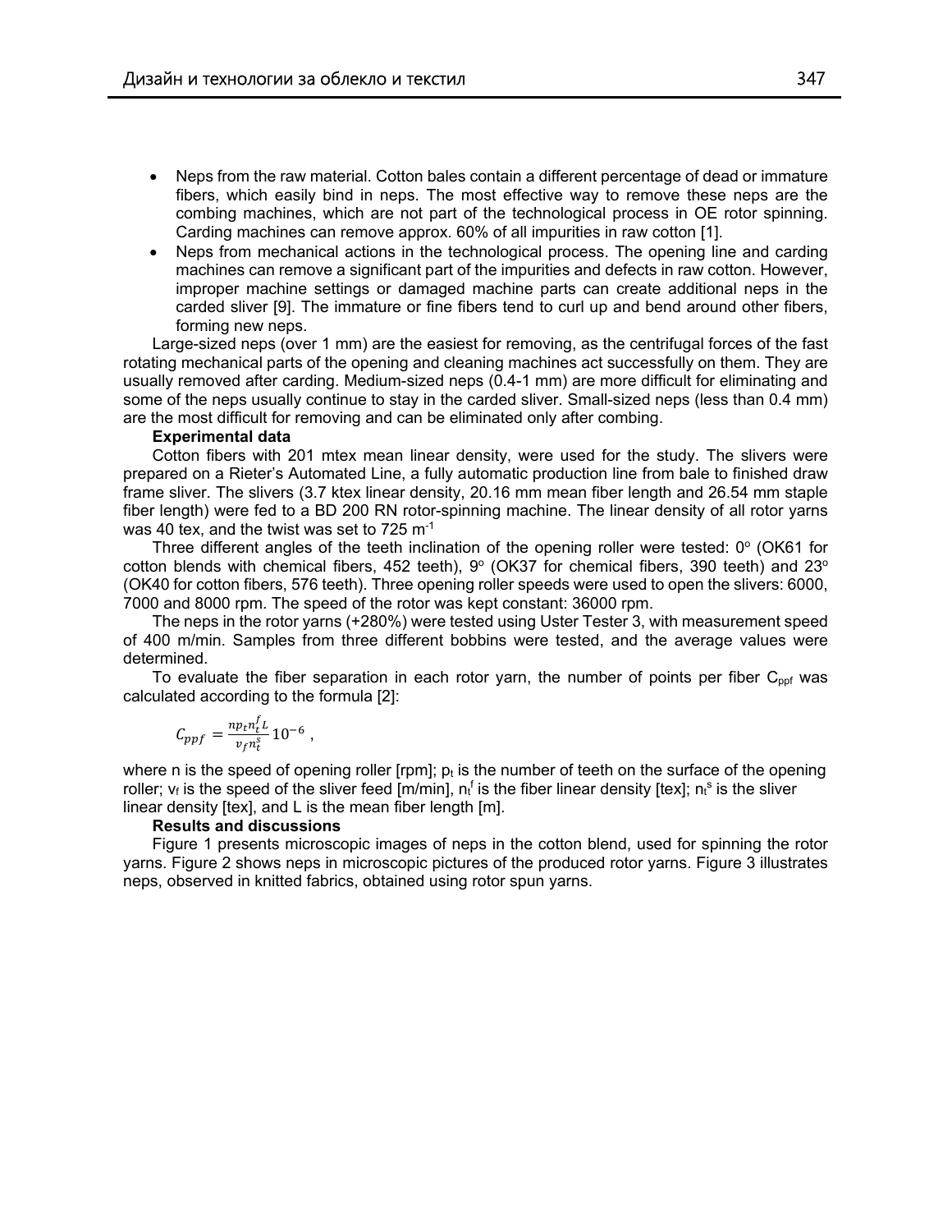- Neps from the raw material. Cotton bales contain a different percentage of dead or immature fibers, which easily bind in neps. The most effective way to remove these neps are the combing machines, which are not part of the technological process in OE rotor spinning. Carding machines can remove approx. 60% of all impurities in raw cotton [1].
- Neps from mechanical actions in the technological process. The opening line and carding machines can remove a significant part of the impurities and defects in raw cotton. However, improper machine settings or damaged machine parts can create additional neps in the carded sliver [9]. The immature or fine fibers tend to curl up and bend around other fibers, forming new neps.

Large-sized neps (over 1 mm) are the easiest for removing, as the centrifugal forces of the fast rotating mechanical parts of the opening and cleaning machines act successfully on them. They are usually removed after carding. Medium-sized neps (0.4-1 mm) are more difficult for eliminating and some of the neps usually continue to stay in the carded sliver. Small-sized neps (less than 0.4 mm) are the most difficult for removing and can be eliminated only after combing.

**Experimental data**

Cotton fibers with 201 mtex mean linear density, were used for the study. The slivers were prepared on a Rieter's Automated Line, a fully automatic production line from bale to finished draw frame sliver. The slivers (3.7 ktex linear density, 20.16 mm mean fiber length and 26.54 mm staple fiber length) were fed to a BD 200 RN rotor-spinning machine. The linear density of all rotor yarns was 40 tex, and the twist was set to 725 $m^{-1}$

Three different angles of the teeth inclination of the opening roller were tested: 0° (OK61 for cotton blends with chemical fibers, 452 teeth), 9° (OK37 for chemical fibers, 390 teeth) and 23° (OK40 for cotton fibers, 576 teeth). Three opening roller speeds were used to open the slivers: 6000, 7000 and 8000 rpm. The speed of the rotor was kept constant: 36000 rpm.

The neps in the rotor yarns (+280%) were tested using Uster Tester 3, with measurement speed of 400 m/min. Samples from three different bobbins were tested, and the average values were determined.

To evaluate the fiber separation in each rotor yarn, the number of points per fiber $C_{ppf}$ was calculated according to the formula [2]:

$$C_{ppf} = \frac{n p_t n_t^f L}{v_f n_t^s} 10^{-6} ,$$

where n is the speed of opening roller [rpm]; $p_t$ is the number of teeth on the surface of the opening roller; $v_f$ is the speed of the sliver feed [m/min], $n_t^f$ is the fiber linear density [tex]; $n_t^s$ is the sliver linear density [tex], and L is the mean fiber length [m].

**Results and discussions**

Figure 1 presents microscopic images of neps in the cotton blend, used for spinning the rotor yarns. Figure 2 shows neps in microscopic pictures of the produced rotor yarns. Figure 3 illustrates neps, observed in knitted fabrics, obtained using rotor spun yarns.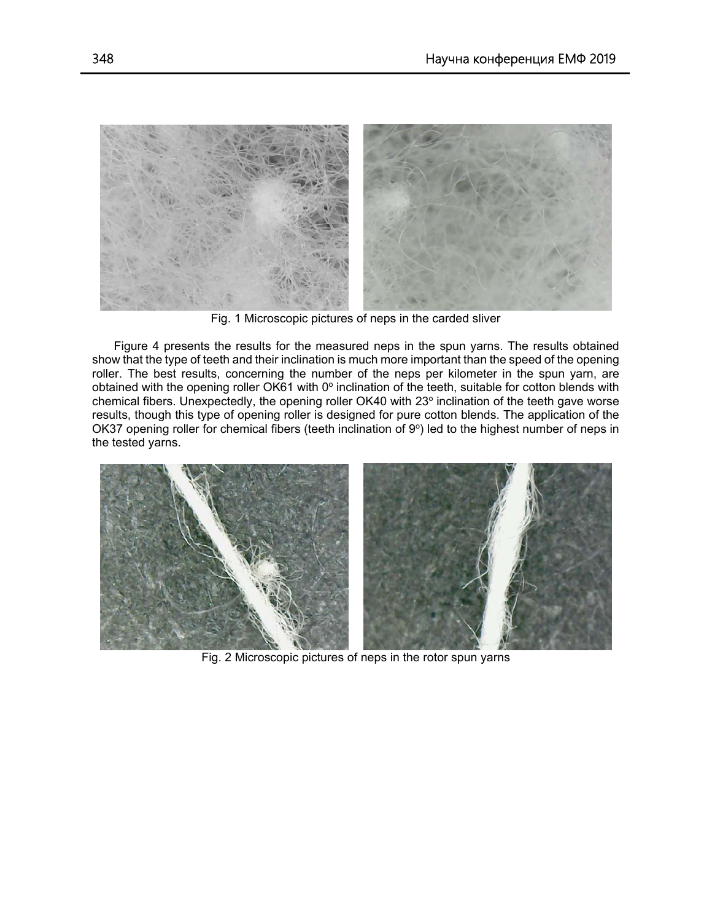Fig. 1 Microscopic pictures of neps in the carded sliver

Figure 4 presents the results for the measured neps in the spun yarns. The results obtained show that the type of teeth and their inclination is much more important than the speed of the opening roller. The best results, concerning the number of the neps per kilometer in the spun yarn, are obtained with the opening roller OK61 with $0^{o}$ inclination of the teeth, suitable for cotton blends with chemical fibers. Unexpectedly, the opening roller OK40 with $23^{o}$ inclination of the teeth gave worse results, though this type of opening roller is designed for pure cotton blends. The application of the OK37 opening roller for chemical fibers (teeth inclination of $9^{o}$) led to the highest number of neps in the tested yarns.

Fig. 2 Microscopic pictures of neps in the rotor spun yarns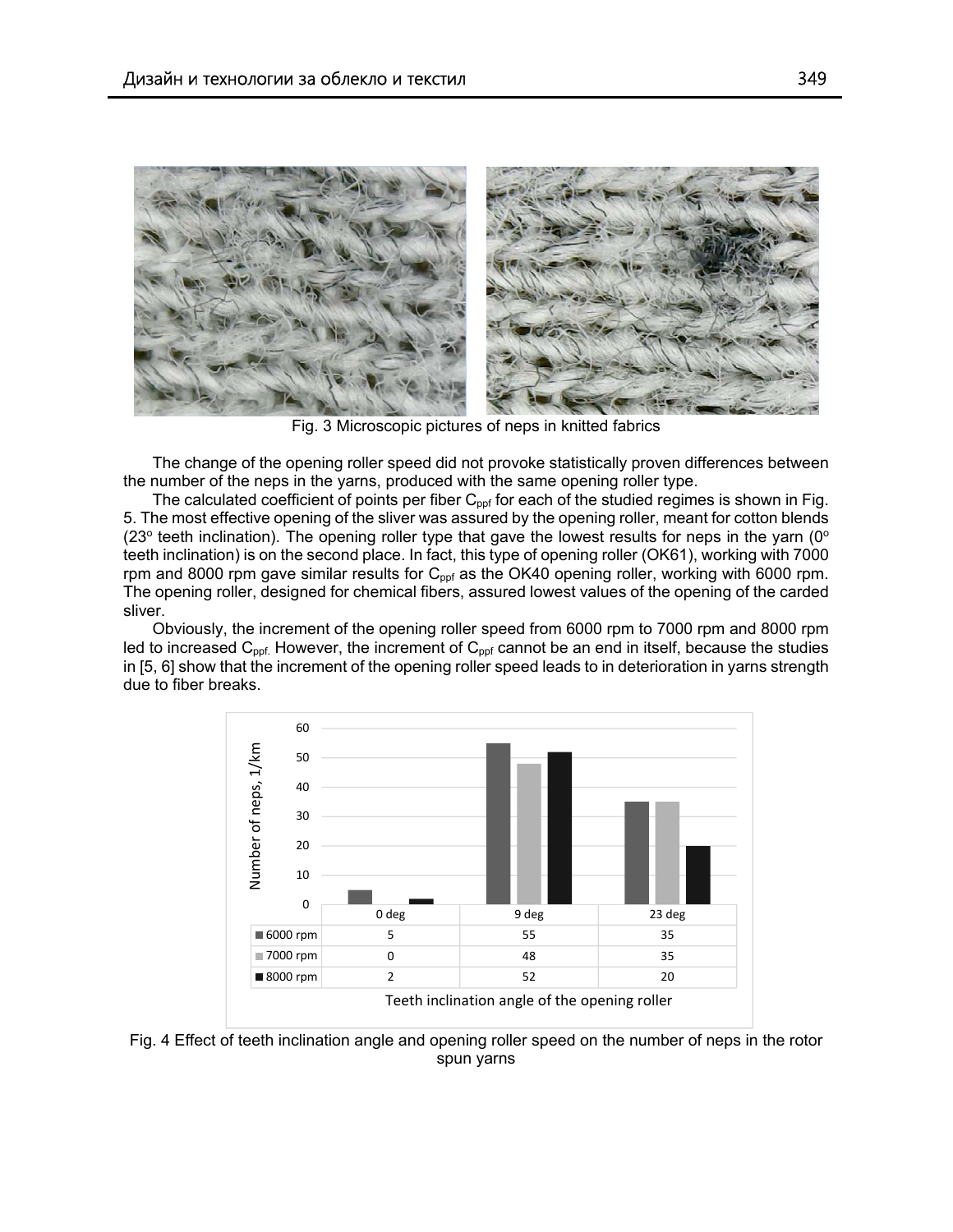Fig. 3 Microscopic pictures of neps in knitted fabrics

The change of the opening roller speed did not provoke statistically proven differences between the number of the neps in the yarns, produced with the same opening roller type.

The calculated coefficient of points per fiber $C_{ppf}$ for each of the studied regimes is shown in Fig. 5. The most effective opening of the sliver was assured by the opening roller, meant for cotton blends (23° teeth inclination). The opening roller type that gave the lowest results for neps in the yarn (0° teeth inclination) is on the second place. In fact, this type of opening roller (OK61), working with 7000 rpm and 8000 rpm gave similar results for $C_{ppf}$ as the OK40 opening roller, working with 6000 rpm. The opening roller, designed for chemical fibers, assured lowest values of the opening of the carded sliver.

Obviously, the increment of the opening roller speed from 6000 rpm to 7000 rpm and 8000 rpm led to increased $C_{ppf.}$ However, the increment of $C_{ppf}$ cannot be an end in itself, because the studies in [5, 6] show that the increment of the opening roller speed leads to in deterioration in yarns strength due to fiber breaks.

| | 0 deg | 9 deg | 23 deg |
|---|---|---|---|
| 6000 rpm | 5 | 55 | 35 |
| 7000 rpm | 0 | 48 | 35 |
| 8000 rpm | 2 | 52 | 20 |

Fig. 4 Effect of teeth inclination angle and opening roller speed on the number of neps in the rotor spun yarns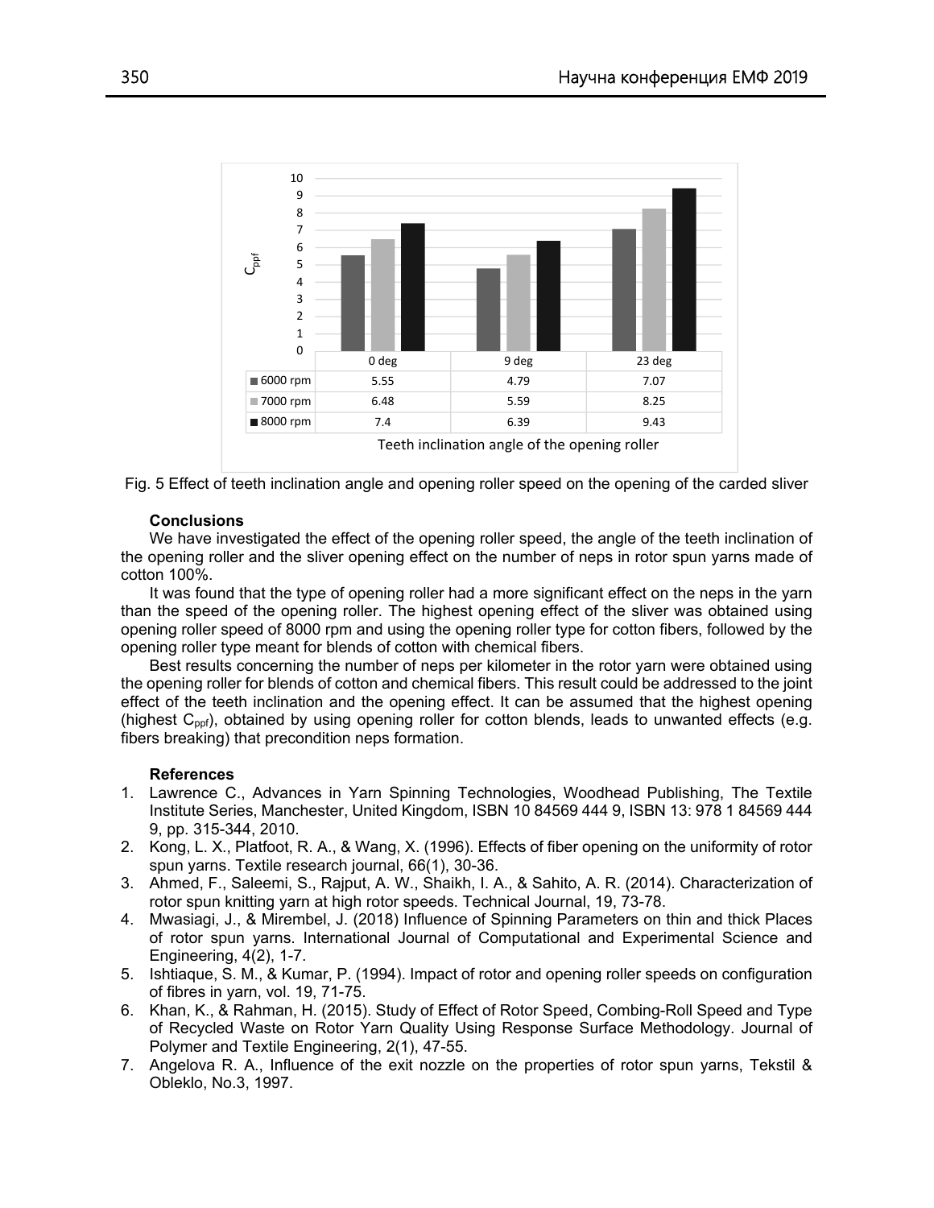| | 0 deg | 9 deg | 23 deg |
|---|---|---|---|
| 6000 rpm | 5.55 | 4.79 | 7.07 |
| 7000 rpm | 6.48 | 5.59 | 8.25 |
| 8000 rpm | 7.4 | 6.39 | 9.43 |

Teeth inclination angle of the opening roller

Fig. 5 Effect of teeth inclination angle and opening roller speed on the opening of the carded sliver

**Conclusions**

We have investigated the effect of the opening roller speed, the angle of the teeth inclination of the opening roller and the sliver opening effect on the number of neps in rotor spun yarns made of cotton 100%.

It was found that the type of opening roller had a more significant effect on the neps in the yarn than the speed of the opening roller. The highest opening effect of the sliver was obtained using opening roller speed of 8000 rpm and using the opening roller type for cotton fibers, followed by the opening roller type meant for blends of cotton with chemical fibers.

Best results concerning the number of neps per kilometer in the rotor yarn were obtained using the opening roller for blends of cotton and chemical fibers. This result could be addressed to the joint effect of the teeth inclination and the opening effect. It can be assumed that the highest opening (highest $C_{ppf}$), obtained by using opening roller for cotton blends, leads to unwanted effects (e.g. fibers breaking) that precondition neps formation.

**References**

1. Lawrence C., Advances in Yarn Spinning Technologies, Woodhead Publishing, The Textile Institute Series, Manchester, United Kingdom, ISBN 10 84569 444 9, ISBN 13: 978 1 84569 444 9, pp. 315-344, 2010.
2. Kong, L. X., Platfoot, R. A., & Wang, X. (1996). Effects of fiber opening on the uniformity of rotor spun yarns. Textile research journal, 66(1), 30-36.
3. Ahmed, F., Saleemi, S., Rajput, A. W., Shaikh, I. A., & Sahito, A. R. (2014). Characterization of rotor spun knitting yarn at high rotor speeds. Technical Journal, 19, 73-78.
4. Mwasiagi, J., & Mirembel, J. (2018) Influence of Spinning Parameters on thin and thick Places of rotor spun yarns. International Journal of Computational and Experimental Science and Engineering, 4(2), 1-7.
5. Ishtiaque, S. M., & Kumar, P. (1994). Impact of rotor and opening roller speeds on configuration of fibres in yarn, vol. 19, 71-75.
6. Khan, K., & Rahman, H. (2015). Study of Effect of Rotor Speed, Combing-Roll Speed and Type of Recycled Waste on Rotor Yarn Quality Using Response Surface Methodology. Journal of Polymer and Textile Engineering, 2(1), 47-55.
7. Angelova R. A., Influence of the exit nozzle on the properties of rotor spun yarns, Tekstil & Obleklo, No.3, 1997.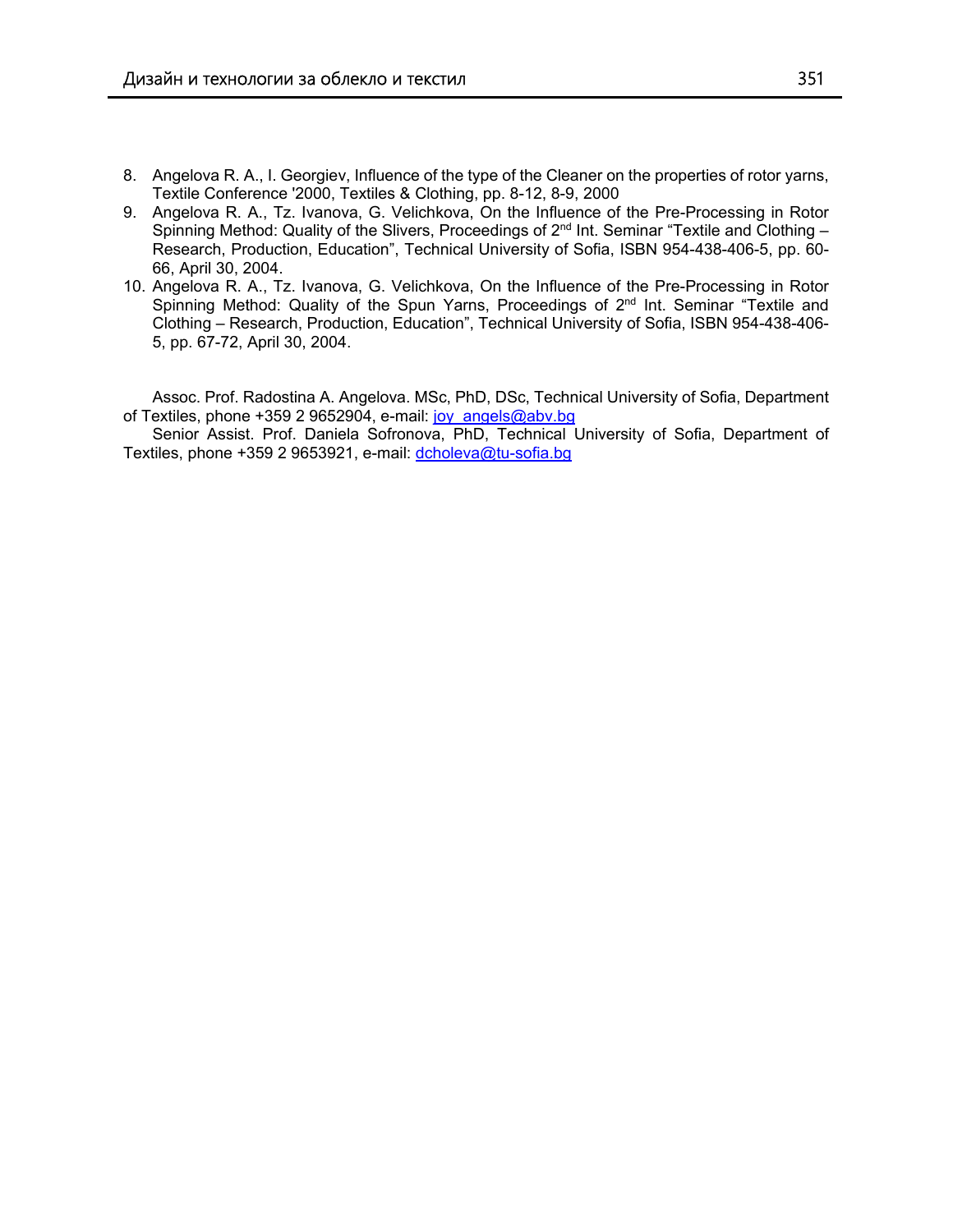8. Angelova R. A., I. Georgiev, Influence of the type of the Cleaner on the properties of rotor yarns, Textile Conference '2000, Textiles & Clothing, pp. 8-12, 8-9, 2000
9. Angelova R. A., Tz. Ivanova, G. Velichkova, On the Influence of the Pre-Processing in Rotor Spinning Method: Quality of the Slivers, Proceedings of 2nd Int. Seminar "Textile and Clothing – Research, Production, Education", Technical University of Sofia, ISBN 954-438-406-5, pp. 60-66, April 30, 2004.
10. Angelova R. A., Tz. Ivanova, G. Velichkova, On the Influence of the Pre-Processing in Rotor Spinning Method: Quality of the Spun Yarns, Proceedings of 2nd Int. Seminar "Textile and Clothing – Research, Production, Education", Technical University of Sofia, ISBN 954-438-406-5, pp. 67-72, April 30, 2004.

Assoc. Prof. Radostina A. Angelova. MSc, PhD, DSc, Technical University of Sofia, Department of Textiles, phone +359 2 9652904, e-mail: joy_angels@abv.bg

Senior Assist. Prof. Daniela Sofronova, PhD, Technical University of Sofia, Department of Textiles, phone +359 2 9653921, e-mail: dcholeva@tu-sofia.bg